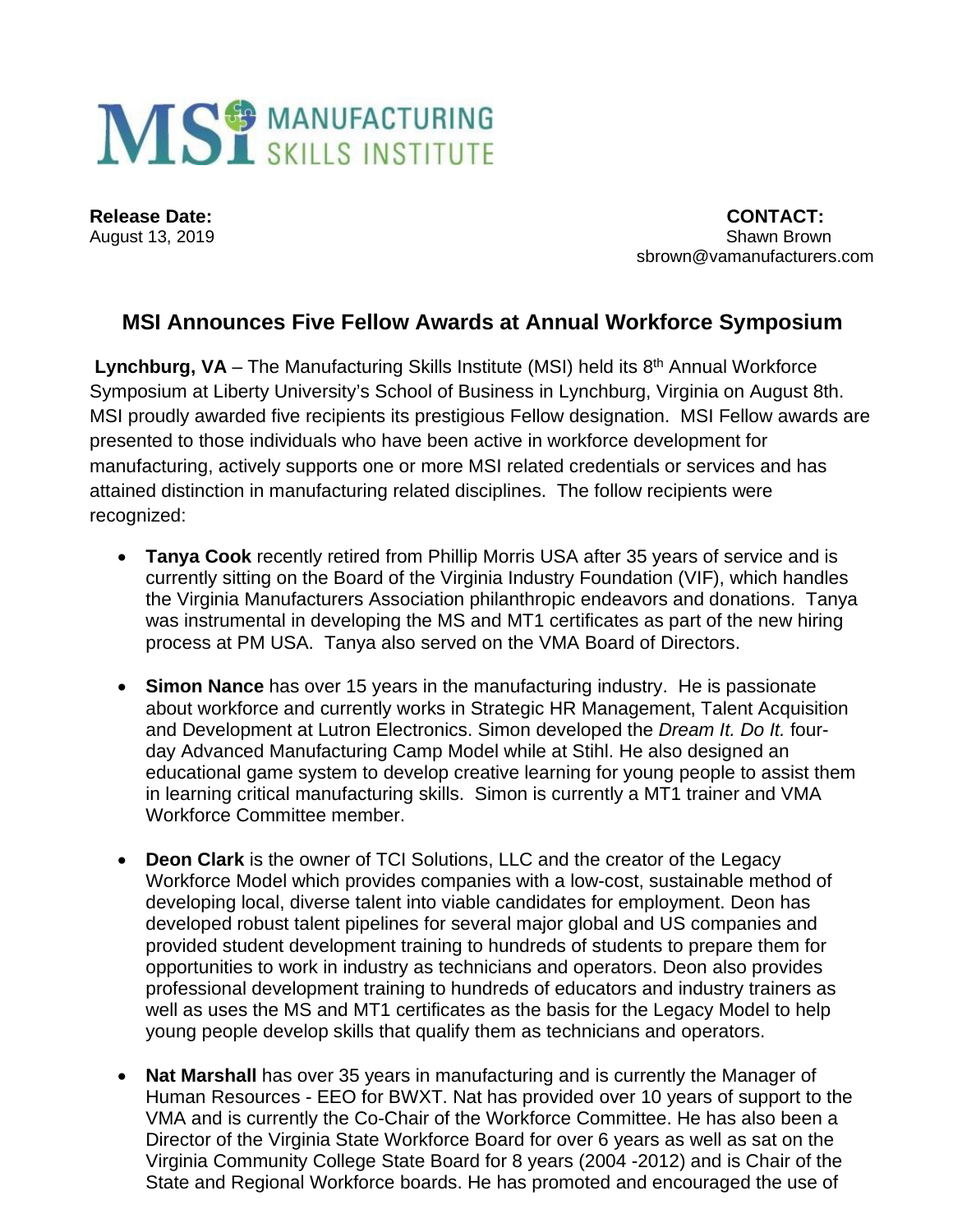MSI MANUFACTURING SKILLS INSTITUTE

**Release Date:**
August 13, 2019

**CONTACT:**
Shawn Brown
sbrown@vamanufacturers.com

## MSI Announces Five Fellow Awards at Annual Workforce Symposium

**Lynchburg, VA** – The Manufacturing Skills Institute (MSI) held its 8th Annual Workforce Symposium at Liberty University's School of Business in Lynchburg, Virginia on August 8th. MSI proudly awarded five recipients its prestigious Fellow designation. MSI Fellow awards are presented to those individuals who have been active in workforce development for manufacturing, actively supports one or more MSI related credentials or services and has attained distinction in manufacturing related disciplines. The follow recipients were recognized:

- **Tanya Cook** recently retired from Phillip Morris USA after 35 years of service and is currently sitting on the Board of the Virginia Industry Foundation (VIF), which handles the Virginia Manufacturers Association philanthropic endeavors and donations. Tanya was instrumental in developing the MS and MT1 certificates as part of the new hiring process at PM USA. Tanya also served on the VMA Board of Directors.

- **Simon Nance** has over 15 years in the manufacturing industry. He is passionate about workforce and currently works in Strategic HR Management, Talent Acquisition and Development at Lutron Electronics. Simon developed the *Dream It. Do It.* four-day Advanced Manufacturing Camp Model while at Stihl. He also designed an educational game system to develop creative learning for young people to assist them in learning critical manufacturing skills. Simon is currently a MT1 trainer and VMA Workforce Committee member.

- **Deon Clark** is the owner of TCI Solutions, LLC and the creator of the Legacy Workforce Model which provides companies with a low-cost, sustainable method of developing local, diverse talent into viable candidates for employment. Deon has developed robust talent pipelines for several major global and US companies and provided student development training to hundreds of students to prepare them for opportunities to work in industry as technicians and operators. Deon also provides professional development training to hundreds of educators and industry trainers as well as uses the MS and MT1 certificates as the basis for the Legacy Model to help young people develop skills that qualify them as technicians and operators.

- **Nat Marshall** has over 35 years in manufacturing and is currently the Manager of Human Resources - EEO for BWXT. Nat has provided over 10 years of support to the VMA and is currently the Co-Chair of the Workforce Committee. He has also been a Director of the Virginia State Workforce Board for over 6 years as well as sat on the Virginia Community College State Board for 8 years (2004 -2012) and is Chair of the State and Regional Workforce boards. He has promoted and encouraged the use of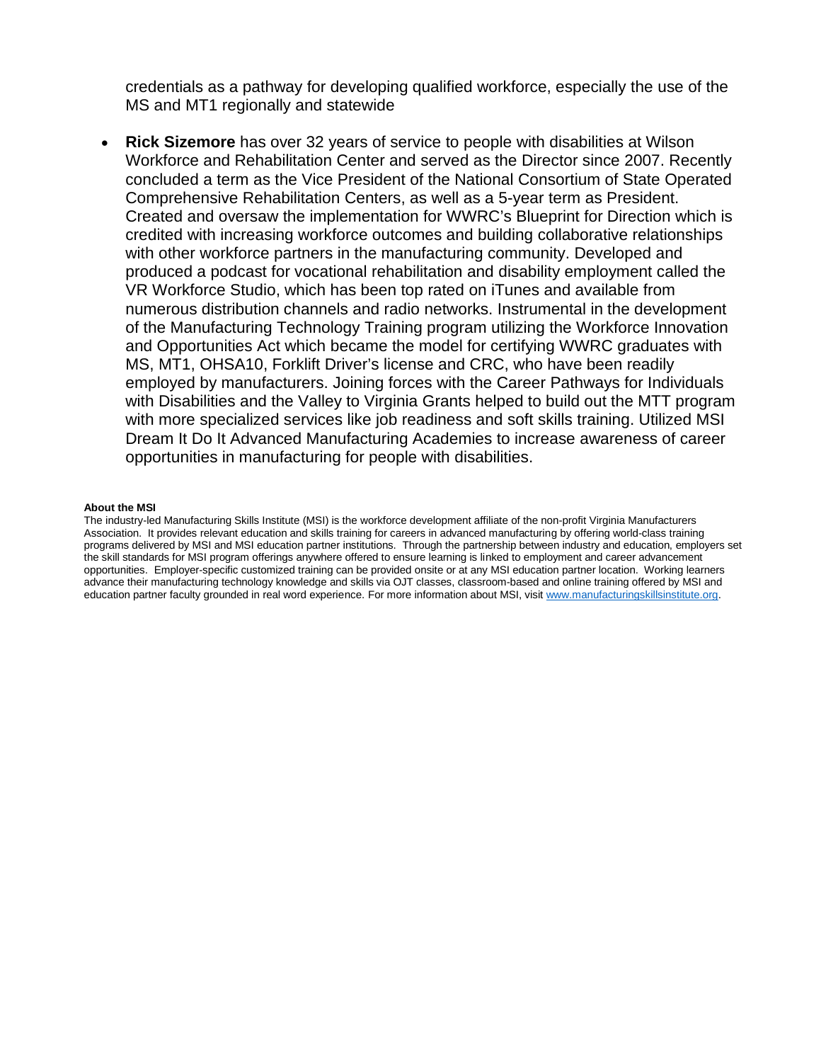credentials as a pathway for developing qualified workforce, especially the use of the MS and MT1 regionally and statewide

- **Rick Sizemore** has over 32 years of service to people with disabilities at Wilson Workforce and Rehabilitation Center and served as the Director since 2007. Recently concluded a term as the Vice President of the National Consortium of State Operated Comprehensive Rehabilitation Centers, as well as a 5-year term as President. Created and oversaw the implementation for WWRC's Blueprint for Direction which is credited with increasing workforce outcomes and building collaborative relationships with other workforce partners in the manufacturing community. Developed and produced a podcast for vocational rehabilitation and disability employment called the VR Workforce Studio, which has been top rated on iTunes and available from numerous distribution channels and radio networks. Instrumental in the development of the Manufacturing Technology Training program utilizing the Workforce Innovation and Opportunities Act which became the model for certifying WWRC graduates with MS, MT1, OHSA10, Forklift Driver's license and CRC, who have been readily employed by manufacturers. Joining forces with the Career Pathways for Individuals with Disabilities and the Valley to Virginia Grants helped to build out the MTT program with more specialized services like job readiness and soft skills training. Utilized MSI Dream It Do It Advanced Manufacturing Academies to increase awareness of career opportunities in manufacturing for people with disabilities.

**About the MSI**

The industry-led Manufacturing Skills Institute (MSI) is the workforce development affiliate of the non-profit Virginia Manufacturers Association. It provides relevant education and skills training for careers in advanced manufacturing by offering world-class training programs delivered by MSI and MSI education partner institutions. Through the partnership between industry and education, employers set the skill standards for MSI program offerings anywhere offered to ensure learning is linked to employment and career advancement opportunities. Employer-specific customized training can be provided onsite or at any MSI education partner location. Working learners advance their manufacturing technology knowledge and skills via OJT classes, classroom-based and online training offered by MSI and education partner faculty grounded in real word experience. For more information about MSI, visit www.manufacturingskillsinstitute.org.